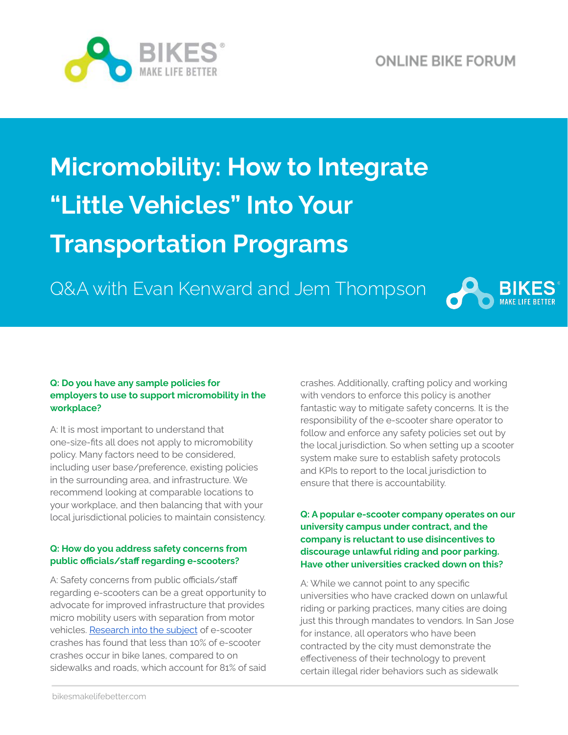ONLINE BIKE FORUM

# Micromobility: How to Integrate "Little Vehicles" Into Your Transportation Programs

Q&A with Evan Kenward and Jem Thompson

**Q: Do you have any sample policies for employers to use to support micromobility in the workplace?**

A: It is most important to understand that one-size-fits all does not apply to micromobility policy. Many factors need to be considered, including user base/preference, existing policies in the surrounding area, and infrastructure. We recommend looking at comparable locations to your workplace, and then balancing that with your local jurisdictional policies to maintain consistency.

**Q: How do you address safety concerns from public officials/staff regarding e-scooters?**

A: Safety concerns from public officials/staff regarding e-scooters can be a great opportunity to advocate for improved infrastructure that provides micro mobility users with separation from motor vehicles. [Research into the subject] of e-scooter crashes has found that less than 10% of e-scooter crashes occur in bike lanes, compared to on sidewalks and roads, which account for 81% of said crashes. Additionally, crafting policy and working with vendors to enforce this policy is another fantastic way to mitigate safety concerns. It is the responsibility of the e-scooter share operator to follow and enforce any safety policies set out by the local jurisdiction. So when setting up a scooter system make sure to establish safety protocols and KPIs to report to the local jurisdiction to ensure that there is accountability.

**Q: A popular e-scooter company operates on our university campus under contract, and the company is reluctant to use disincentives to discourage unlawful riding and poor parking. Have other universities cracked down on this?**

A: While we cannot point to any specific universities who have cracked down on unlawful riding or parking practices, many cities are doing just this through mandates to vendors. In San Jose for instance, all operators who have been contracted by the city must demonstrate the effectiveness of their technology to prevent certain illegal rider behaviors such as sidewalk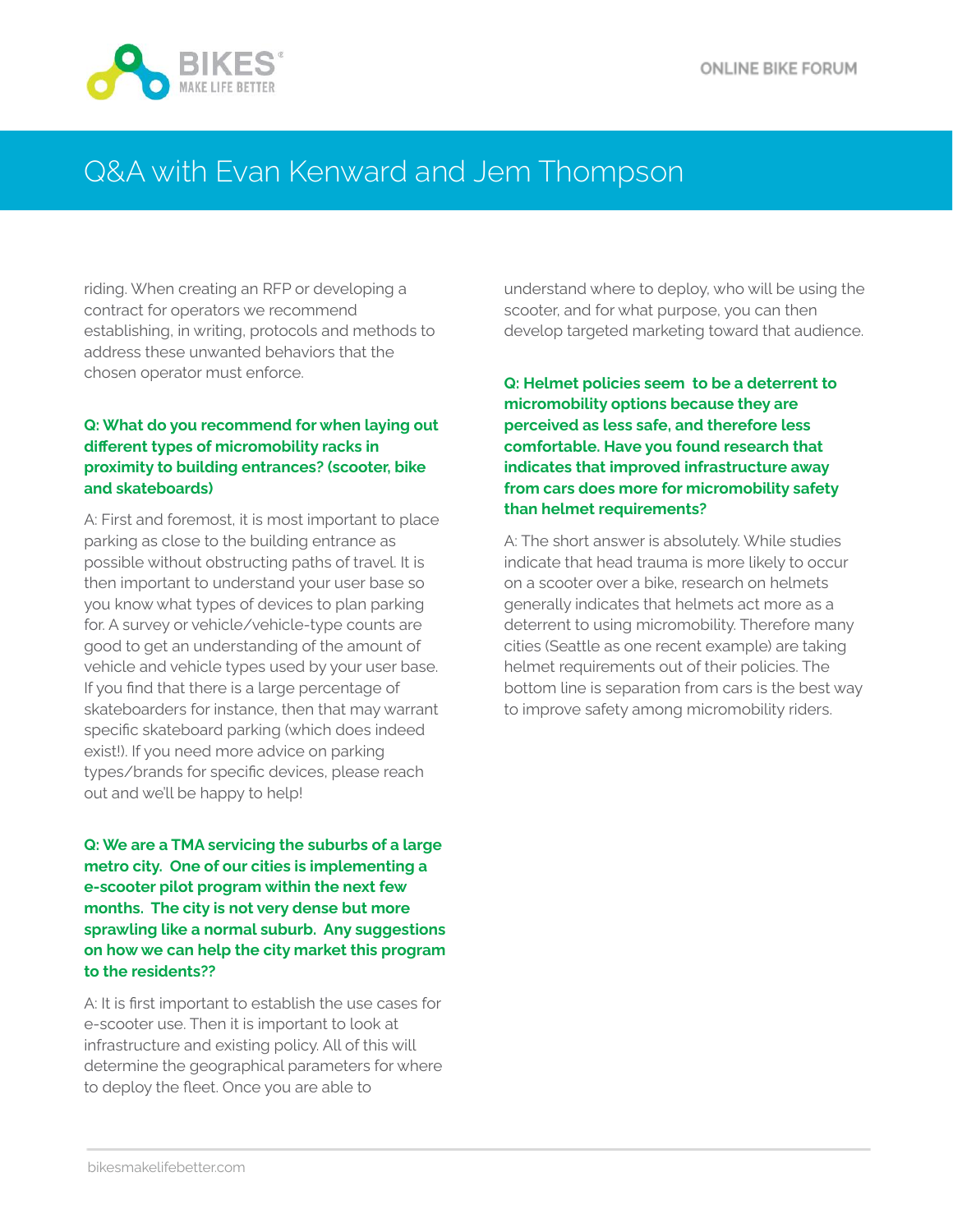# Q&A with Evan Kenward and Jem Thompson

riding. When creating an RFP or developing a contract for operators we recommend establishing, in writing, protocols and methods to address these unwanted behaviors that the chosen operator must enforce.

**Q: What do you recommend for when laying out different types of micromobility racks in proximity to building entrances? (scooter, bike and skateboards)**

A: First and foremost, it is most important to place parking as close to the building entrance as possible without obstructing paths of travel. It is then important to understand your user base so you know what types of devices to plan parking for. A survey or vehicle/vehicle-type counts are good to get an understanding of the amount of vehicle and vehicle types used by your user base. If you find that there is a large percentage of skateboarders for instance, then that may warrant specific skateboard parking (which does indeed exist!). If you need more advice on parking types/brands for specific devices, please reach out and we'll be happy to help!

**Q: We are a TMA servicing the suburbs of a large metro city. One of our cities is implementing a e-scooter pilot program within the next few months. The city is not very dense but more sprawling like a normal suburb. Any suggestions on how we can help the city market this program to the residents??**

A: It is first important to establish the use cases for e-scooter use. Then it is important to look at infrastructure and existing policy. All of this will determine the geographical parameters for where to deploy the fleet. Once you are able to understand where to deploy, who will be using the scooter, and for what purpose, you can then develop targeted marketing toward that audience.

**Q: Helmet policies seem to be a deterrent to micromobility options because they are perceived as less safe, and therefore less comfortable. Have you found research that indicates that improved infrastructure away from cars does more for micromobility safety than helmet requirements?**

A: The short answer is absolutely. While studies indicate that head trauma is more likely to occur on a scooter over a bike, research on helmets generally indicates that helmets act more as a deterrent to using micromobility. Therefore many cities (Seattle as one recent example) are taking helmet requirements out of their policies. The bottom line is separation from cars is the best way to improve safety among micromobility riders.